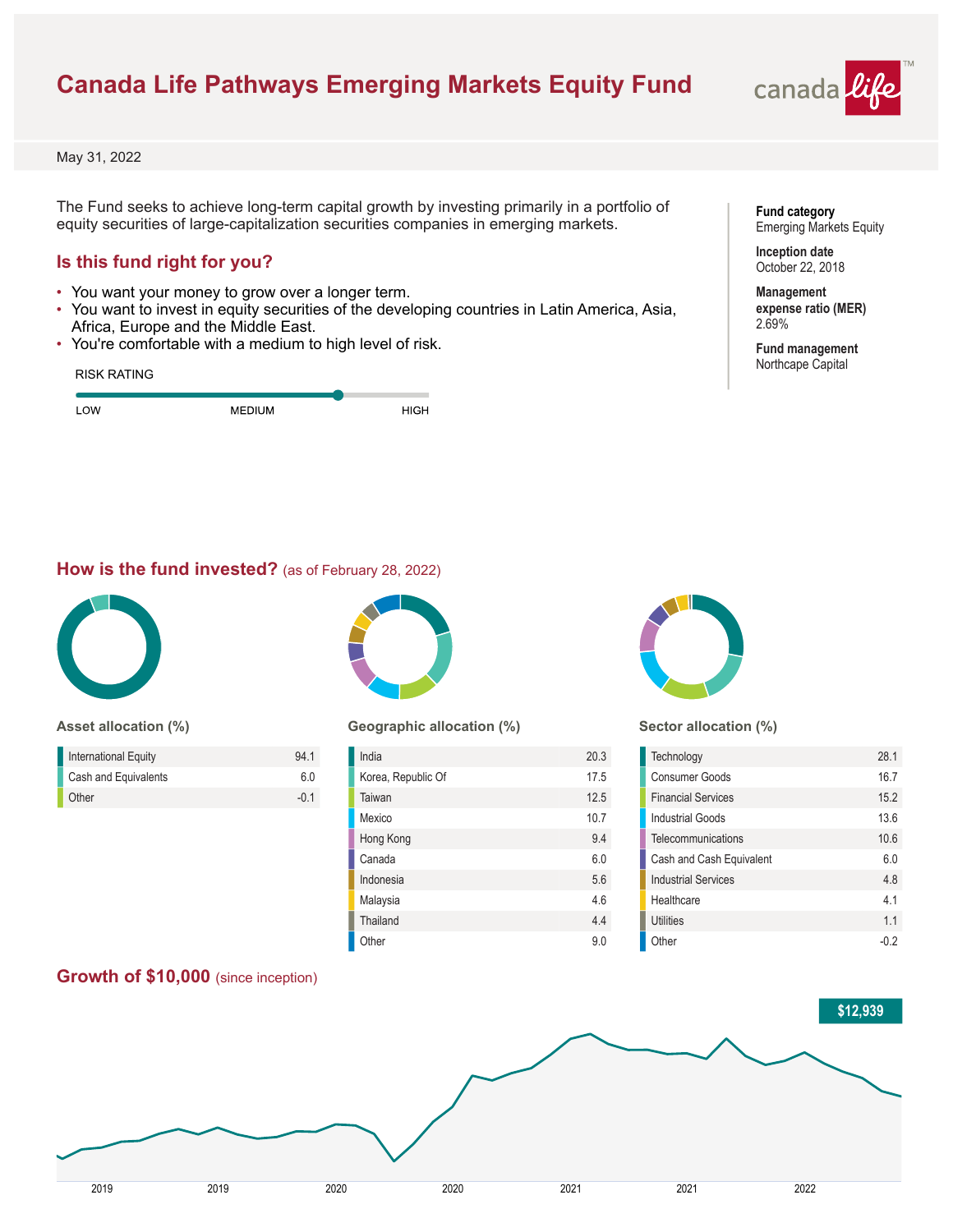# Canada Life Pathways Emerging Markets Equity Fund

May 31, 2022

The Fund seeks to achieve long-term capital growth by investing primarily in a portfolio of equity securities of large-capitalization securities companies in emerging markets.

**Fund category**
Emerging Markets Equity

**Inception date**
October 22, 2018

**Management expense ratio (MER)**
2.69%

**Fund management**
Northcape Capital

## Is this fund right for you?

- You want your money to grow over a longer term.
- You want to invest in equity securities of the developing countries in Latin America, Asia, Africa, Europe and the Middle East.
- You're comfortable with a medium to high level of risk.

RISK RATING

LOW — MEDIUM — HIGH

## How is the fund invested? (as of February 28, 2022)

### Asset allocation (%)

| Asset | % |
|---|---|
| International Equity | 94.1 |
| Cash and Equivalents | 6.0 |
| Other | -0.1 |

### Geographic allocation (%)

| Region | % |
|---|---|
| India | 20.3 |
| Korea, Republic Of | 17.5 |
| Taiwan | 12.5 |
| Mexico | 10.7 |
| Hong Kong | 9.4 |
| Canada | 6.0 |
| Indonesia | 5.6 |
| Malaysia | 4.6 |
| Thailand | 4.4 |
| Other | 9.0 |

### Sector allocation (%)

| Sector | % |
|---|---|
| Technology | 28.1 |
| Consumer Goods | 16.7 |
| Financial Services | 15.2 |
| Industrial Goods | 13.6 |
| Telecommunications | 10.6 |
| Cash and Cash Equivalent | 6.0 |
| Industrial Services | 4.8 |
| Healthcare | 4.1 |
| Utilities | 1.1 |
| Other | -0.2 |

## Growth of $10,000 (since inception)

$12,939

2019 2019 2020 2020 2021 2021 2022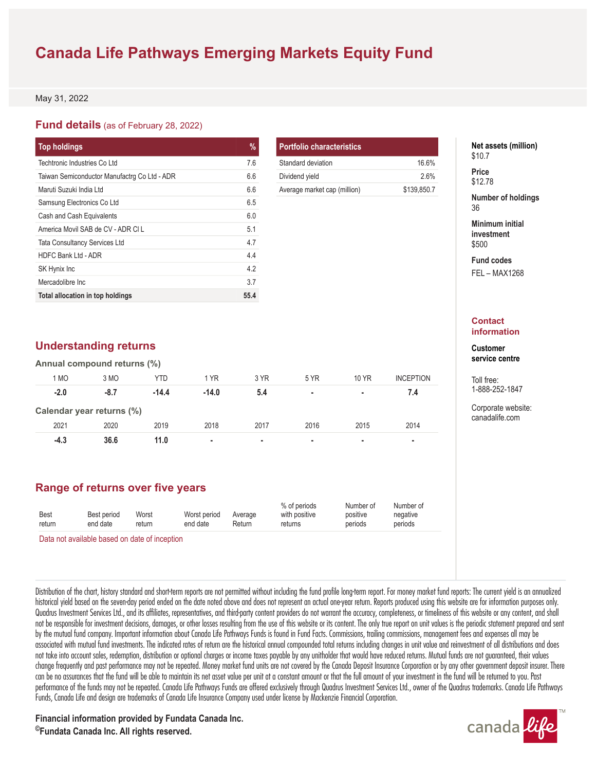# Canada Life Pathways Emerging Markets Equity Fund

May 31, 2022

## Fund details (as of February 28, 2022)

| Top holdings | % |
| --- | --- |
| Techtronic Industries Co Ltd | 7.6 |
| Taiwan Semiconductor Manufactrg Co Ltd - ADR | 6.6 |
| Maruti Suzuki India Ltd | 6.6 |
| Samsung Electronics Co Ltd | 6.5 |
| Cash and Cash Equivalents | 6.0 |
| America Movil SAB de CV - ADR Cl L | 5.1 |
| Tata Consultancy Services Ltd | 4.7 |
| HDFC Bank Ltd - ADR | 4.4 |
| SK Hynix Inc | 4.2 |
| Mercadolibre Inc | 3.7 |
| **Total allocation in top holdings** | **55.4** |

| Portfolio characteristics | |
| --- | --- |
| Standard deviation | 16.6% |
| Dividend yield | 2.6% |
| Average market cap (million) | $139,850.7 |

**Net assets (million)**
$10.7

**Price**
$12.78

**Number of holdings**
36

**Minimum initial investment**
$500

**Fund codes**
FEL – MAX1268

## Understanding returns

### Annual compound returns (%)

| 1 MO | 3 MO | YTD | 1 YR | 3 YR | 5 YR | 10 YR | INCEPTION |
| --- | --- | --- | --- | --- | --- | --- | --- |
| **-2.0** | **-8.7** | **-14.4** | **-14.0** | **5.4** | **-** | **-** | **7.4** |

### Calendar year returns (%)

| 2021 | 2020 | 2019 | 2018 | 2017 | 2016 | 2015 | 2014 |
| --- | --- | --- | --- | --- | --- | --- | --- |
| **-4.3** | **36.6** | **11.0** | **-** | **-** | **-** | **-** | **-** |

## Range of returns over five years

| Best return | Best period end date | Worst return | Worst period end date | Average Return | % of periods with positive returns | Number of positive periods | Number of negative periods |
| --- | --- | --- | --- | --- | --- | --- | --- |
| Data not available based on date of inception | | | | | | | |

## Contact information

**Customer service centre**

Toll free:
1-888-252-1847

Corporate website:
canadalife.com

Distribution of the chart, history standard and short-term reports are not permitted without including the fund profile long-term report. For money market fund reports: The current yield is an annualized historical yield based on the seven-day period ended on the date noted above and does not represent an actual one-year return. Reports produced using this website are for information purposes only. Quadrus Investment Services Ltd., and its affiliates, representatives, and third-party content providers do not warrant the accuracy, completeness, or timeliness of this website or any content, and shall not be responsible for investment decisions, damages, or other losses resulting from the use of this website or its content. The only true report on unit values is the periodic statement prepared and sent by the mutual fund company. Important information about Canada Life Pathways Funds is found in Fund Facts. Commissions, trailing commissions, management fees and expenses all may be associated with mutual fund investments. The indicated rates of return are the historical annual compounded total returns including changes in unit value and reinvestment of all distributions and does not take into account sales, redemption, distribution or optional charges or income taxes payable by any unitholder that would have reduced returns. Mutual funds are not guaranteed, their values change frequently and past performance may not be repeated. Money market fund units are not covered by the Canada Deposit Insurance Corporation or by any other government deposit insurer. There can be no assurances that the fund will be able to maintain its net asset value per unit at a constant amount or that the full amount of your investment in the fund will be returned to you. Past performance of the funds may not be repeated. Canada Life Pathways Funds are offered exclusively through Quadrus Investment Services Ltd., owner of the Quadrus trademarks. Canada Life Pathways Funds, Canada Life and design are trademarks of Canada Life Insurance Company used under license by Mackenzie Financial Corporation.

**Financial information provided by Fundata Canada Inc.**
**©Fundata Canada Inc. All rights reserved.**

canada life™